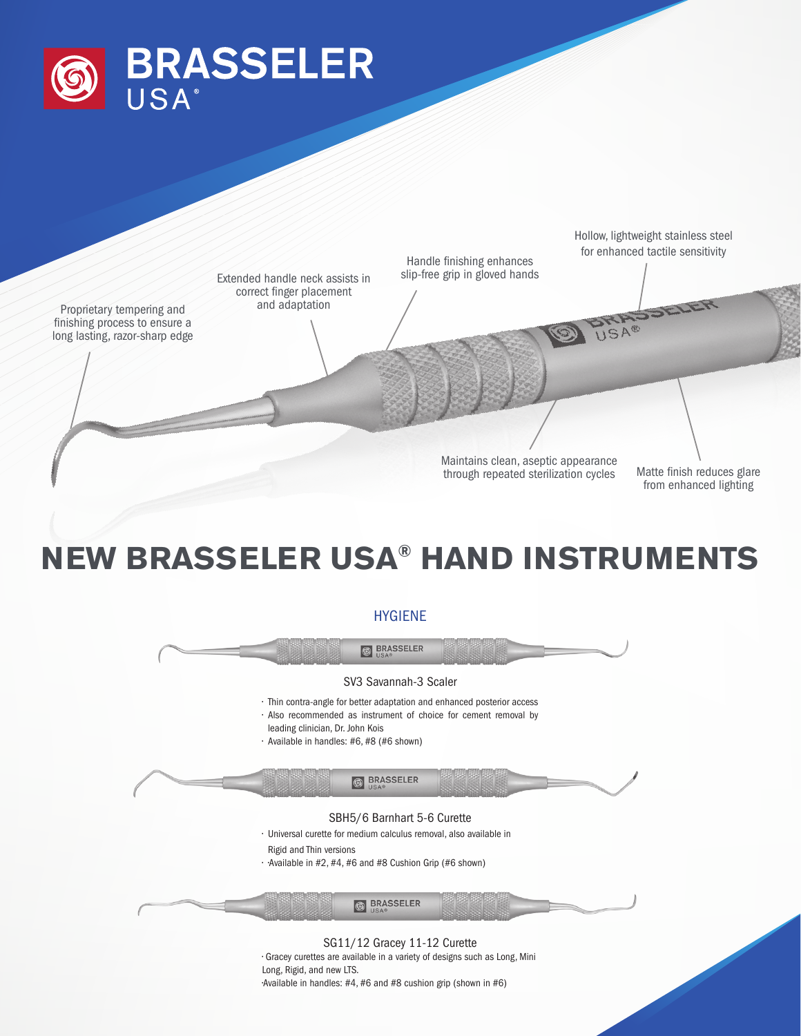# BRASSELER USA®

Proprietary tempering and finishing process to ensure a long lasting, razor-sharp edge

Extended handle neck assists in correct finger placement and adaptation

Handle finishing enhances slip-free grip in gloved hands

Hollow, lightweight stainless steel for enhanced tactile sensitivity

Maintains clean, aseptic appearance through repeated sterilization cycles

Matte finish reduces glare from enhanced lighting

# NEW BRASSELER USA® HAND INSTRUMENTS

## HYGIENE

### SV3 Savannah-3 Scaler

- Thin contra-angle for better adaptation and enhanced posterior access
- Also recommended as instrument of choice for cement removal by leading clinician, Dr. John Kois
- Available in handles: #6, #8 (#6 shown)

### SBH5/6 Barnhart 5-6 Curette

- Universal curette for medium calculus removal, also available in Rigid and Thin versions
- Available in #2, #4, #6 and #8 Cushion Grip (#6 shown)

### SG11/12 Gracey 11-12 Curette

- Gracey curettes are available in a variety of designs such as Long, Mini Long, Rigid, and new LTS.
- Available in handles: #4, #6 and #8 cushion grip (shown in #6)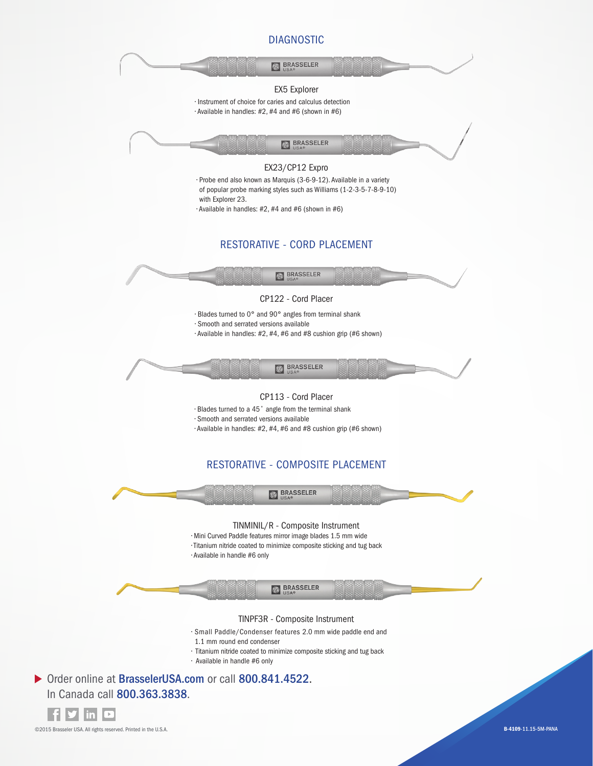## DIAGNOSTIC

### EX5 Explorer

- Instrument of choice for caries and calculus detection
- Available in handles: #2, #4 and #6 (shown in #6)

### EX23/CP12 Expro

- Probe end also known as Marquis (3-6-9-12). Available in a variety of popular probe marking styles such as Williams (1-2-3-5-7-8-9-10) with Explorer 23.
- Available in handles: #2, #4 and #6 (shown in #6)

## RESTORATIVE - CORD PLACEMENT

### CP122 - Cord Placer

- Blades turned to 0° and 90° angles from terminal shank
- Smooth and serrated versions available
- Available in handles: #2, #4, #6 and #8 cushion grip (#6 shown)

### CP113 - Cord Placer

- Blades turned to a 45˚ angle from the terminal shank
- Smooth and serrated versions available
- Available in handles: #2, #4, #6 and #8 cushion grip (#6 shown)

## RESTORATIVE - COMPOSITE PLACEMENT

### TINMINIL/R - Composite Instrument

- Mini Curved Paddle features mirror image blades 1.5 mm wide
- Titanium nitride coated to minimize composite sticking and tug back
- Available in handle #6 only

### TINPF3R - Composite Instrument

- Small Paddle/Condenser features 2.0 mm wide paddle end and 1.1 mm round end condenser
- Titanium nitride coated to minimize composite sticking and tug back
- Available in handle #6 only

▶ Order online at **BrasselerUSA.com** or call **800.841.4522**.
In Canada call **800.363.3838**.

©2015 Brasseler USA. All rights reserved. Printed in the U.S.A.

**B-4109**-11.15-5M-PANA